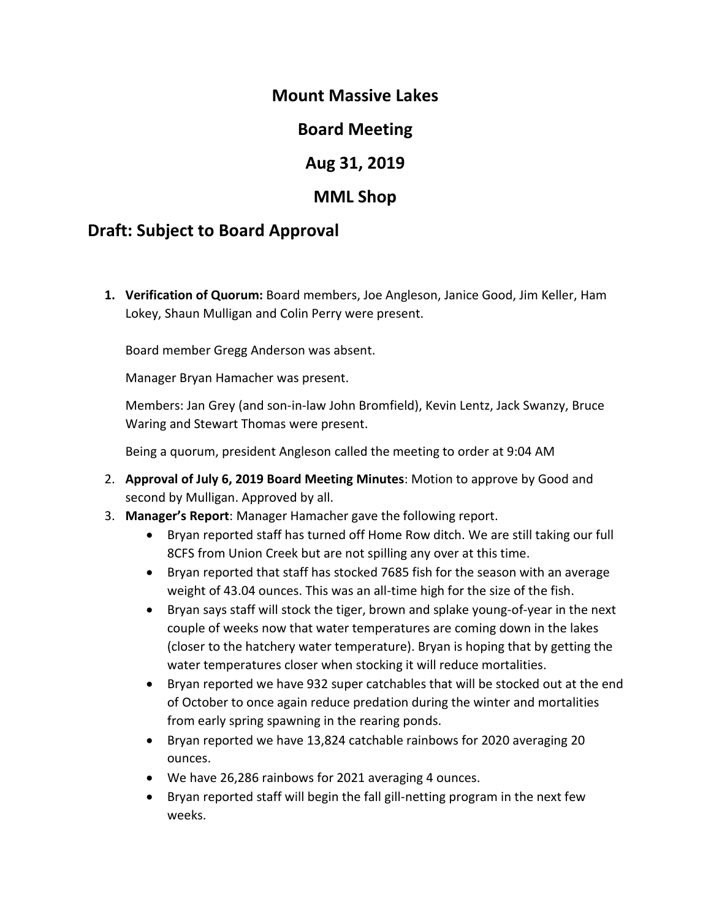# Mount Massive Lakes

## Board Meeting

## Aug 31, 2019

## MML Shop

## Draft: Subject to Board Approval

1. **Verification of Quorum:** Board members, Joe Angleson, Janice Good, Jim Keller, Ham Lokey, Shaun Mulligan and Colin Perry were present.

   Board member Gregg Anderson was absent.

   Manager Bryan Hamacher was present.

   Members: Jan Grey (and son-in-law John Bromfield), Kevin Lentz, Jack Swanzy, Bruce Waring and Stewart Thomas were present.

   Being a quorum, president Angleson called the meeting to order at 9:04 AM

2. **Approval of July 6, 2019 Board Meeting Minutes**: Motion to approve by Good and second by Mulligan. Approved by all.

3. **Manager's Report**: Manager Hamacher gave the following report.
   - Bryan reported staff has turned off Home Row ditch. We are still taking our full 8CFS from Union Creek but are not spilling any over at this time.
   - Bryan reported that staff has stocked 7685 fish for the season with an average weight of 43.04 ounces. This was an all-time high for the size of the fish.
   - Bryan says staff will stock the tiger, brown and splake young-of-year in the next couple of weeks now that water temperatures are coming down in the lakes (closer to the hatchery water temperature). Bryan is hoping that by getting the water temperatures closer when stocking it will reduce mortalities.
   - Bryan reported we have 932 super catchables that will be stocked out at the end of October to once again reduce predation during the winter and mortalities from early spring spawning in the rearing ponds.
   - Bryan reported we have 13,824 catchable rainbows for 2020 averaging 20 ounces.
   - We have 26,286 rainbows for 2021 averaging 4 ounces.
   - Bryan reported staff will begin the fall gill-netting program in the next few weeks.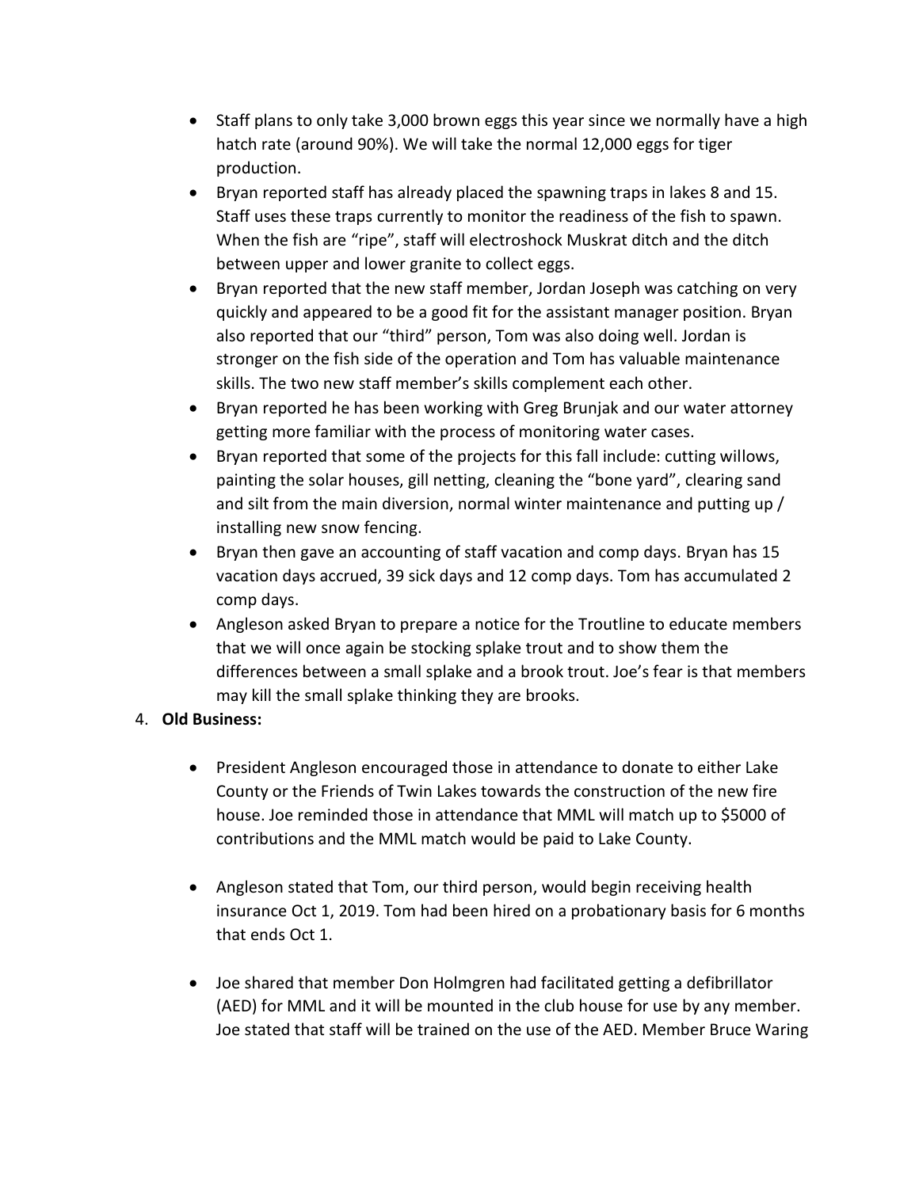- Staff plans to only take 3,000 brown eggs this year since we normally have a high hatch rate (around 90%). We will take the normal 12,000 eggs for tiger production.
- Bryan reported staff has already placed the spawning traps in lakes 8 and 15. Staff uses these traps currently to monitor the readiness of the fish to spawn. When the fish are "ripe", staff will electroshock Muskrat ditch and the ditch between upper and lower granite to collect eggs.
- Bryan reported that the new staff member, Jordan Joseph was catching on very quickly and appeared to be a good fit for the assistant manager position. Bryan also reported that our "third" person, Tom was also doing well. Jordan is stronger on the fish side of the operation and Tom has valuable maintenance skills. The two new staff member's skills complement each other.
- Bryan reported he has been working with Greg Brunjak and our water attorney getting more familiar with the process of monitoring water cases.
- Bryan reported that some of the projects for this fall include: cutting willows, painting the solar houses, gill netting, cleaning the "bone yard", clearing sand and silt from the main diversion, normal winter maintenance and putting up / installing new snow fencing.
- Bryan then gave an accounting of staff vacation and comp days. Bryan has 15 vacation days accrued, 39 sick days and 12 comp days. Tom has accumulated 2 comp days.
- Angleson asked Bryan to prepare a notice for the Troutline to educate members that we will once again be stocking splake trout and to show them the differences between a small splake and a brook trout. Joe's fear is that members may kill the small splake thinking they are brooks.

4. **Old Business:**

   - President Angleson encouraged those in attendance to donate to either Lake County or the Friends of Twin Lakes towards the construction of the new fire house. Joe reminded those in attendance that MML will match up to $5000 of contributions and the MML match would be paid to Lake County.

   - Angleson stated that Tom, our third person, would begin receiving health insurance Oct 1, 2019. Tom had been hired on a probationary basis for 6 months that ends Oct 1.

   - Joe shared that member Don Holmgren had facilitated getting a defibrillator (AED) for MML and it will be mounted in the club house for use by any member. Joe stated that staff will be trained on the use of the AED. Member Bruce Waring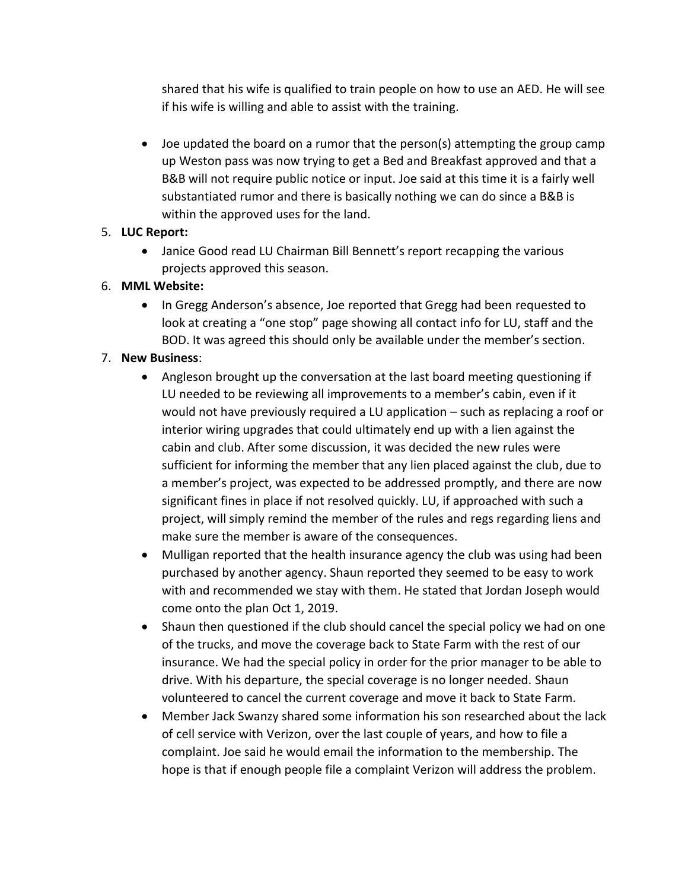shared that his wife is qualified to train people on how to use an AED. He will see if his wife is willing and able to assist with the training.

- Joe updated the board on a rumor that the person(s) attempting the group camp up Weston pass was now trying to get a Bed and Breakfast approved and that a B&B will not require public notice or input. Joe said at this time it is a fairly well substantiated rumor and there is basically nothing we can do since a B&B is within the approved uses for the land.

5. **LUC Report:**
   - Janice Good read LU Chairman Bill Bennett's report recapping the various projects approved this season.
6. **MML Website:**
   - In Gregg Anderson's absence, Joe reported that Gregg had been requested to look at creating a "one stop" page showing all contact info for LU, staff and the BOD. It was agreed this should only be available under the member's section.
7. **New Business**:
   - Angleson brought up the conversation at the last board meeting questioning if LU needed to be reviewing all improvements to a member's cabin, even if it would not have previously required a LU application – such as replacing a roof or interior wiring upgrades that could ultimately end up with a lien against the cabin and club. After some discussion, it was decided the new rules were sufficient for informing the member that any lien placed against the club, due to a member's project, was expected to be addressed promptly, and there are now significant fines in place if not resolved quickly. LU, if approached with such a project, will simply remind the member of the rules and regs regarding liens and make sure the member is aware of the consequences.
   - Mulligan reported that the health insurance agency the club was using had been purchased by another agency. Shaun reported they seemed to be easy to work with and recommended we stay with them. He stated that Jordan Joseph would come onto the plan Oct 1, 2019.
   - Shaun then questioned if the club should cancel the special policy we had on one of the trucks, and move the coverage back to State Farm with the rest of our insurance. We had the special policy in order for the prior manager to be able to drive. With his departure, the special coverage is no longer needed. Shaun volunteered to cancel the current coverage and move it back to State Farm.
   - Member Jack Swanzy shared some information his son researched about the lack of cell service with Verizon, over the last couple of years, and how to file a complaint. Joe said he would email the information to the membership. The hope is that if enough people file a complaint Verizon will address the problem.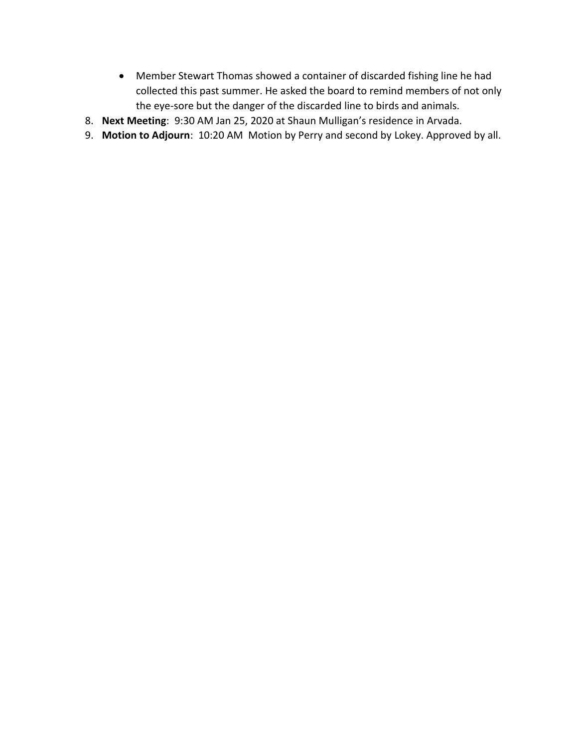- Member Stewart Thomas showed a container of discarded fishing line he had collected this past summer. He asked the board to remind members of not only the eye-sore but the danger of the discarded line to birds and animals.

8. **Next Meeting**: 9:30 AM Jan 25, 2020 at Shaun Mulligan's residence in Arvada.
9. **Motion to Adjourn**: 10:20 AM Motion by Perry and second by Lokey. Approved by all.